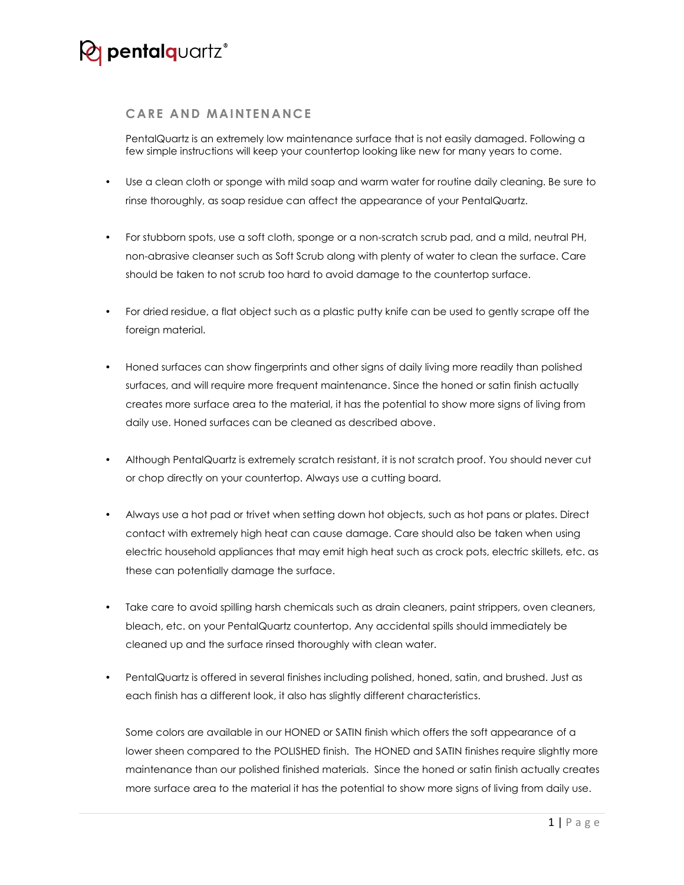pentalquartz®

## CARE AND MAINTENANCE

PentalQuartz is an extremely low maintenance surface that is not easily damaged. Following a few simple instructions will keep your countertop looking like new for many years to come.

- Use a clean cloth or sponge with mild soap and warm water for routine daily cleaning. Be sure to rinse thoroughly, as soap residue can affect the appearance of your PentalQuartz.
- For stubborn spots, use a soft cloth, sponge or a non-scratch scrub pad, and a mild, neutral PH, non-abrasive cleanser such as Soft Scrub along with plenty of water to clean the surface. Care should be taken to not scrub too hard to avoid damage to the countertop surface.
- For dried residue, a flat object such as a plastic putty knife can be used to gently scrape off the foreign material.
- Honed surfaces can show fingerprints and other signs of daily living more readily than polished surfaces, and will require more frequent maintenance. Since the honed or satin finish actually creates more surface area to the material, it has the potential to show more signs of living from daily use. Honed surfaces can be cleaned as described above.
- Although PentalQuartz is extremely scratch resistant, it is not scratch proof. You should never cut or chop directly on your countertop. Always use a cutting board.
- Always use a hot pad or trivet when setting down hot objects, such as hot pans or plates. Direct contact with extremely high heat can cause damage. Care should also be taken when using electric household appliances that may emit high heat such as crock pots, electric skillets, etc. as these can potentially damage the surface.
- Take care to avoid spilling harsh chemicals such as drain cleaners, paint strippers, oven cleaners, bleach, etc. on your PentalQuartz countertop. Any accidental spills should immediately be cleaned up and the surface rinsed thoroughly with clean water.
- PentalQuartz is offered in several finishes including polished, honed, satin, and brushed. Just as each finish has a different look, it also has slightly different characteristics.

  Some colors are available in our HONED or SATIN finish which offers the soft appearance of a lower sheen compared to the POLISHED finish. The HONED and SATIN finishes require slightly more maintenance than our polished finished materials. Since the honed or satin finish actually creates more surface area to the material it has the potential to show more signs of living from daily use.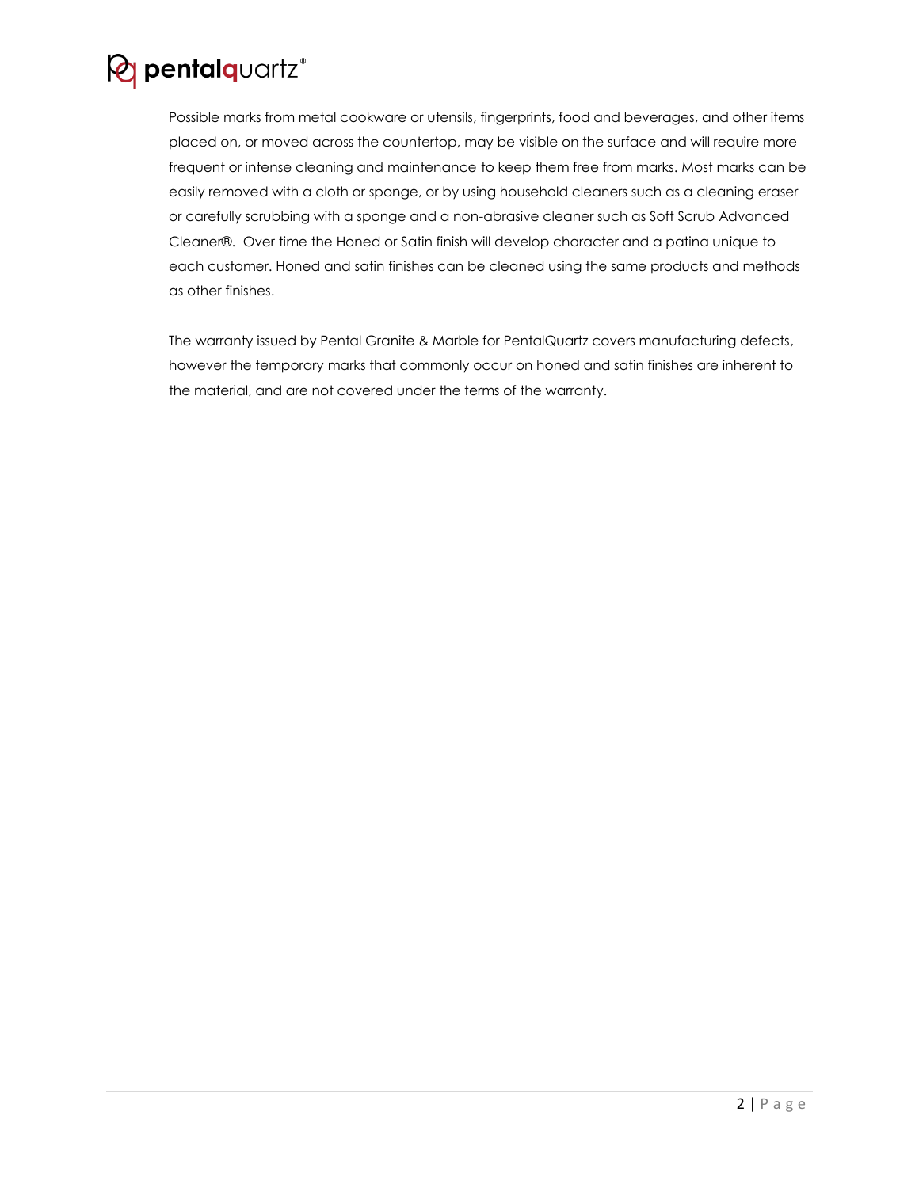Possible marks from metal cookware or utensils, fingerprints, food and beverages, and other items placed on, or moved across the countertop, may be visible on the surface and will require more frequent or intense cleaning and maintenance to keep them free from marks. Most marks can be easily removed with a cloth or sponge, or by using household cleaners such as a cleaning eraser or carefully scrubbing with a sponge and a non-abrasive cleaner such as Soft Scrub Advanced Cleaner®. Over time the Honed or Satin finish will develop character and a patina unique to each customer. Honed and satin finishes can be cleaned using the same products and methods as other finishes.

The warranty issued by Pental Granite & Marble for PentalQuartz covers manufacturing defects, however the temporary marks that commonly occur on honed and satin finishes are inherent to the material, and are not covered under the terms of the warranty.